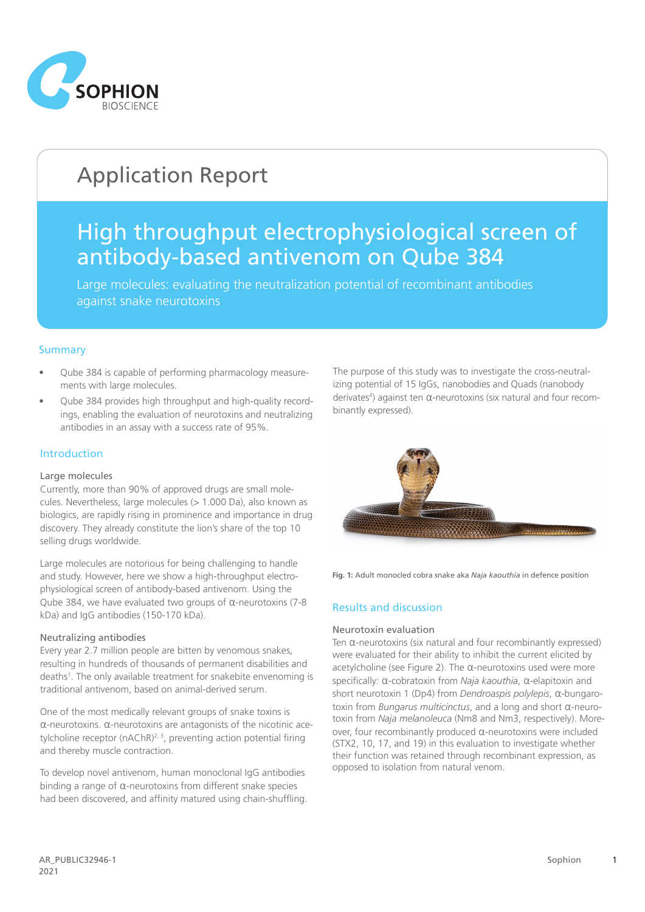# Application Report

## High throughput electrophysiological screen of antibody-based antivenom on Qube 384

Large molecules: evaluating the neutralization potential of recombinant antibodies against snake neurotoxins

### Summary

- Qube 384 is capable of performing pharmacology measurements with large molecules.
- Qube 384 provides high throughput and high-quality recordings, enabling the evaluation of neurotoxins and neutralizing antibodies in an assay with a success rate of 95%.

### Introduction

#### Large molecules

Currently, more than 90% of approved drugs are small molecules. Nevertheless, large molecules (> 1.000 Da), also known as biologics, are rapidly rising in prominence and importance in drug discovery. They already constitute the lion's share of the top 10 selling drugs worldwide.

Large molecules are notorious for being challenging to handle and study. However, here we show a high-throughput electrophysiological screen of antibody-based antivenom. Using the Qube 384, we have evaluated two groups of α-neurotoxins (7-8 kDa) and IgG antibodies (150-170 kDa).

#### Neutralizing antibodies

Every year 2.7 million people are bitten by venomous snakes, resulting in hundreds of thousands of permanent disabilities and deaths[1]. The only available treatment for snakebite envenoming is traditional antivenom, based on animal-derived serum.

One of the most medically relevant groups of snake toxins is α-neurotoxins. α-neurotoxins are antagonists of the nicotinic acetylcholine receptor (nAChR)[2, 3], preventing action potential firing and thereby muscle contraction.

To develop novel antivenom, human monoclonal IgG antibodies binding a range of α-neurotoxins from different snake species had been discovered, and affinity matured using chain-shuffling.

The purpose of this study was to investigate the cross-neutralizing potential of 15 IgGs, nanobodies and Quads (nanobody derivates[4]) against ten α-neurotoxins (six natural and four recombinantly expressed).

**Fig. 1:** Adult monocled cobra snake aka *Naja kaouthia* in defence position

### Results and discussion

#### Neurotoxin evaluation

Ten α-neurotoxins (six natural and four recombinantly expressed) were evaluated for their ability to inhibit the current elicited by acetylcholine (see Figure 2). The α-neurotoxins used were more specifically: α-cobratoxin from *Naja kaouthia*, α-elapitoxin and short neurotoxin 1 (Dp4) from *Dendroaspis polylepis*, α-bungarotoxin from *Bungarus multicinctus*, and a long and short α-neurotoxin from *Naja melanoleuca* (Nm8 and Nm3, respectively). Moreover, four recombinantly produced α-neurotoxins were included (STX2, 10, 17, and 19) in this evaluation to investigate whether their function was retained through recombinant expression, as opposed to isolation from natural venom.

AR_PUBLIC32946-1
2021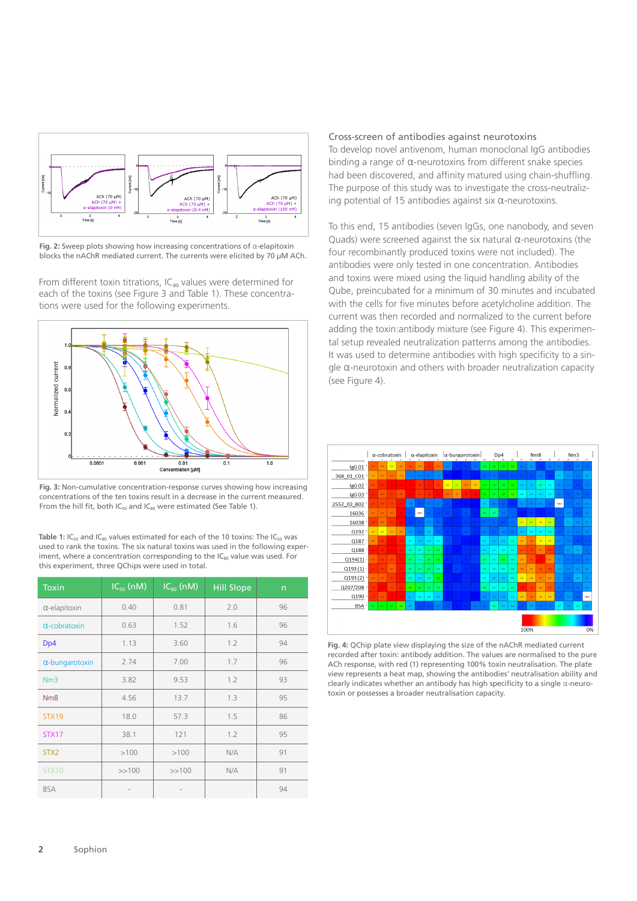Fig. 2: Sweep plots showing how increasing concentrations of α-elapitoxin blocks the nAChR mediated current. The currents were elicited by 70 µM ACh.

From different toxin titrations, $IC_{80}$ values were determined for each of the toxins (see Figure 3 and Table 1). These concentrations were used for the following experiments.

Fig. 3: Non-cumulative concentration-response curves showing how increasing concentrations of the ten toxins result in a decrease in the current measured. From the hill fit, both $IC_{50}$ and $IC_{80}$ were estimated (See Table 1).

Table 1: $IC_{50}$ and $IC_{80}$ values estimated for each of the 10 toxins: The $IC_{50}$ was used to rank the toxins. The six natural toxins was used in the following experiment, where a concentration corresponding to the $IC_{80}$ value was used. For this experiment, three QChips were used in total.

| Toxin | $IC_{50}$ (nM) | $IC_{80}$ (nM) | Hill Slope | n |
|---|---|---|---|---|
| α-elapitoxin | 0.40 | 0.81 | 2.0 | 96 |
| α-cobratoxin | 0.63 | 1.52 | 1.6 | 96 |
| Dp4 | 1.13 | 3.60 | 1.2 | 94 |
| α-bungarotoxin | 2.74 | 7.00 | 1.7 | 96 |
| Nm3 | 3.82 | 9.53 | 1.2 | 93 |
| Nm8 | 4.56 | 13.7 | 1.3 | 95 |
| STX19 | 18.0 | 57.3 | 1.5 | 86 |
| STX17 | 38.1 | 121 | 1.2 | 95 |
| STX2 | >100 | >100 | N/A | 91 |
| STX10 | >>100 | >>100 | N/A | 91 |
| BSA | - | - | | 94 |

## Cross-screen of antibodies against neurotoxins

To develop novel antivenom, human monoclonal IgG antibodies binding a range of α-neurotoxins from different snake species had been discovered, and affinity matured using chain-shuffling. The purpose of this study was to investigate the cross-neutralizing potential of 15 antibodies against six α-neurotoxins.

To this end, 15 antibodies (seven IgGs, one nanobody, and seven Quads) were screened against the six natural α-neurotoxins (the four recombinantly produced toxins were not included). The antibodies were only tested in one concentration. Antibodies and toxins were mixed using the liquid handling ability of the Qube, preincubated for a minimum of 30 minutes and incubated with the cells for five minutes before acetylcholine addition. The current was then recorded and normalized to the current before adding the toxin:antibody mixture (see Figure 4). This experimental setup revealed neutralization patterns among the antibodies. It was used to determine antibodies with high specificity to a single α-neurotoxin and others with broader neutralization capacity (see Figure 4).

Fig. 4: QChip plate view displaying the size of the nAChR mediated current recorded after toxin: antibody addition. The values are normalised to the pure ACh response, with red (1) representing 100% toxin neutralisation. The plate view represents a heat map, showing the antibodies' neutralisation ability and clearly indicates whether an antibody has high specificity to a single α-neurotoxin or possesses a broader neutralisation capacity.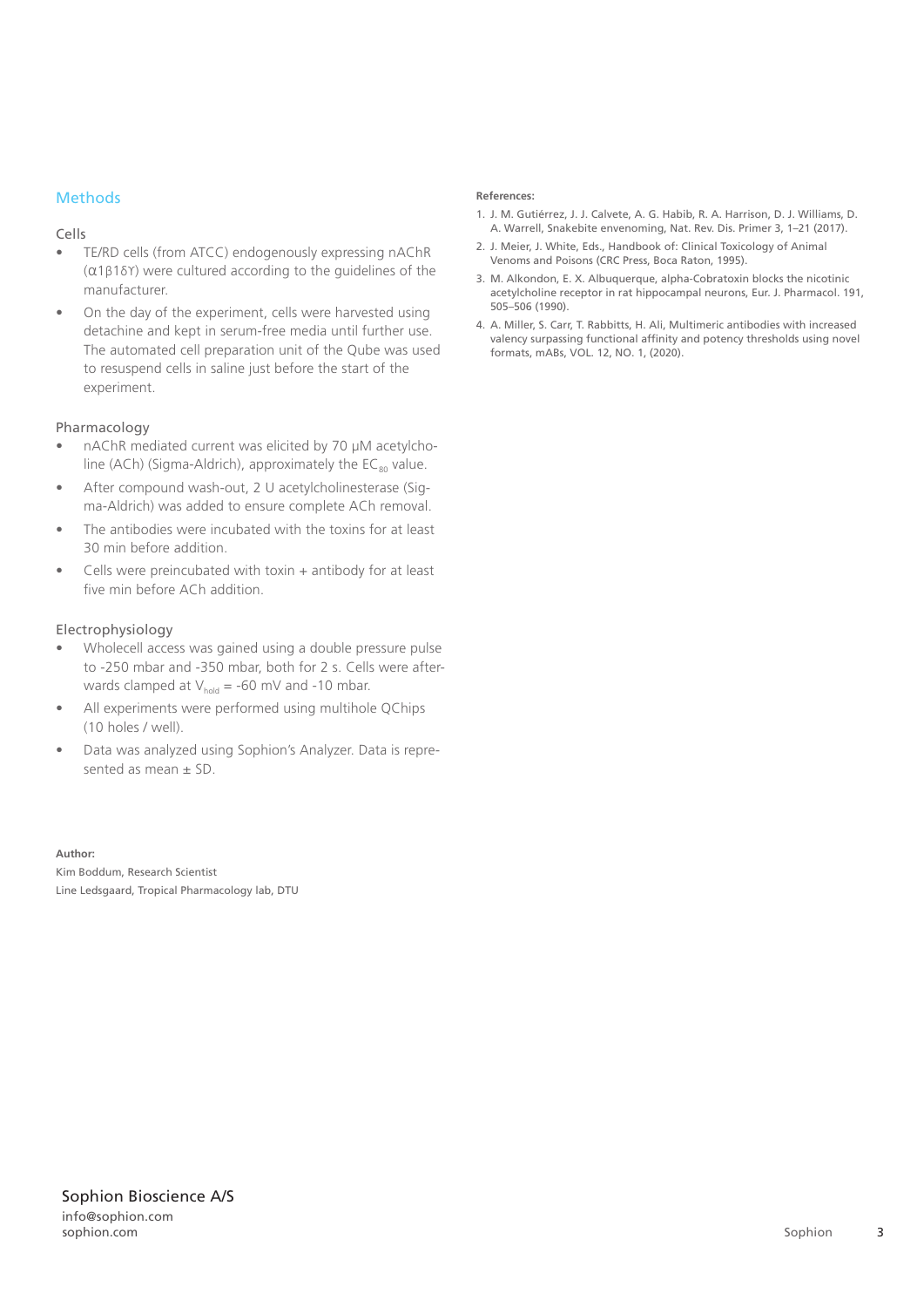## Methods

### Cells

- TE/RD cells (from ATCC) endogenously expressing nAChR ($\alpha1\beta1\delta\gamma$) were cultured according to the guidelines of the manufacturer.
- On the day of the experiment, cells were harvested using detachine and kept in serum-free media until further use. The automated cell preparation unit of the Qube was used to resuspend cells in saline just before the start of the experiment.

### Pharmacology

- nAChR mediated current was elicited by 70 µM acetylcholine (ACh) (Sigma-Aldrich), approximately the $EC_{80}$ value.
- After compound wash-out, 2 U acetylcholinesterase (Sigma-Aldrich) was added to ensure complete ACh removal.
- The antibodies were incubated with the toxins for at least 30 min before addition.
- Cells were preincubated with toxin + antibody for at least five min before ACh addition.

### Electrophysiology

- Wholecell access was gained using a double pressure pulse to -250 mbar and -350 mbar, both for 2 s. Cells were afterwards clamped at $V_{hold}$ = -60 mV and -10 mbar.
- All experiments were performed using multihole QChips (10 holes / well).
- Data was analyzed using Sophion's Analyzer. Data is represented as mean ± SD.

**Author:**

Kim Boddum, Research Scientist

Line Ledsgaard, Tropical Pharmacology lab, DTU

**References:**

1. J. M. Gutiérrez, J. J. Calvete, A. G. Habib, R. A. Harrison, D. J. Williams, D. A. Warrell, Snakebite envenoming, Nat. Rev. Dis. Primer 3, 1–21 (2017).
2. J. Meier, J. White, Eds., Handbook of: Clinical Toxicology of Animal Venoms and Poisons (CRC Press, Boca Raton, 1995).
3. M. Alkondon, E. X. Albuquerque, alpha-Cobratoxin blocks the nicotinic acetylcholine receptor in rat hippocampal neurons, Eur. J. Pharmacol. 191, 505–506 (1990).
4. A. Miller, S. Carr, T. Rabbitts, H. Ali, Multimeric antibodies with increased valency surpassing functional affinity and potency thresholds using novel formats, mABs, VOL. 12, NO. 1, (2020).

Sophion Bioscience A/S
info@sophion.com
sophion.com